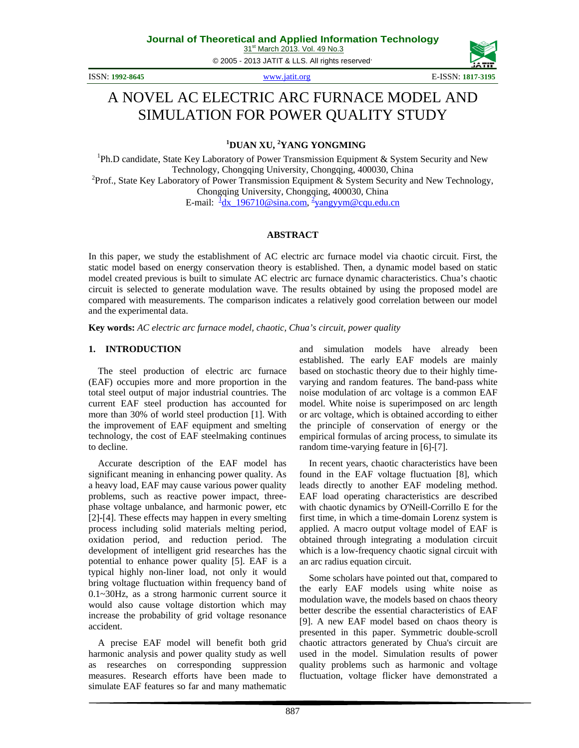# A NOVEL AC ELECTRIC ARC FURNACE MODEL AND SIMULATION FOR POWER QUALITY STUDY

**[1]DUAN XU, [2]YANG YONGMING**

[1]Ph.D candidate, State Key Laboratory of Power Transmission Equipment & System Security and New Technology, Chongqing University, Chongqing, 400030, China

[2]Prof., State Key Laboratory of Power Transmission Equipment & System Security and New Technology, Chongqing University, Chongqing, 400030, China

E-mail: [1]dx_196710@sina.com, [2]yangyym@cqu.edu.cn

## ABSTRACT

In this paper, we study the establishment of AC electric arc furnace model via chaotic circuit. First, the static model based on energy conservation theory is established. Then, a dynamic model based on static model created previous is built to simulate AC electric arc furnace dynamic characteristics. Chua's chaotic circuit is selected to generate modulation wave. The results obtained by using the proposed model are compared with measurements. The comparison indicates a relatively good correlation between our model and the experimental data.

**Key words:** *AC electric arc furnace model, chaotic, Chua's circuit, power quality*

## 1. INTRODUCTION

The steel production of electric arc furnace (EAF) occupies more and more proportion in the total steel output of major industrial countries. The current EAF steel production has accounted for more than 30% of world steel production [1]. With the improvement of EAF equipment and smelting technology, the cost of EAF steelmaking continues to decline.

Accurate description of the EAF model has significant meaning in enhancing power quality. As a heavy load, EAF may cause various power quality problems, such as reactive power impact, three-phase voltage unbalance, and harmonic power, etc [2]-[4]. These effects may happen in every smelting process including solid materials melting period, oxidation period, and reduction period. The development of intelligent grid researches has the potential to enhance power quality [5]. EAF is a typical highly non-liner load, not only it would bring voltage fluctuation within frequency band of 0.1~30Hz, as a strong harmonic current source it would also cause voltage distortion which may increase the probability of grid voltage resonance accident.

A precise EAF model will benefit both grid harmonic analysis and power quality study as well as researches on corresponding suppression measures. Research efforts have been made to simulate EAF features so far and many mathematic and simulation models have already been established. The early EAF models are mainly based on stochastic theory due to their highly time-varying and random features. The band-pass white noise modulation of arc voltage is a common EAF model. White noise is superimposed on arc length or arc voltage, which is obtained according to either the principle of conservation of energy or the empirical formulas of arcing process, to simulate its random time-varying feature in [6]-[7].

In recent years, chaotic characteristics have been found in the EAF voltage fluctuation [8], which leads directly to another EAF modeling method. EAF load operating characteristics are described with chaotic dynamics by O'Neill-Corrillo E for the first time, in which a time-domain Lorenz system is applied. A macro output voltage model of EAF is obtained through integrating a modulation circuit which is a low-frequency chaotic signal circuit with an arc radius equation circuit.

Some scholars have pointed out that, compared to the early EAF models using white noise as modulation wave, the models based on chaos theory better describe the essential characteristics of EAF [9]. A new EAF model based on chaos theory is presented in this paper. Symmetric double-scroll chaotic attractors generated by Chua's circuit are used in the model. Simulation results of power quality problems such as harmonic and voltage fluctuation, voltage flicker have demonstrated a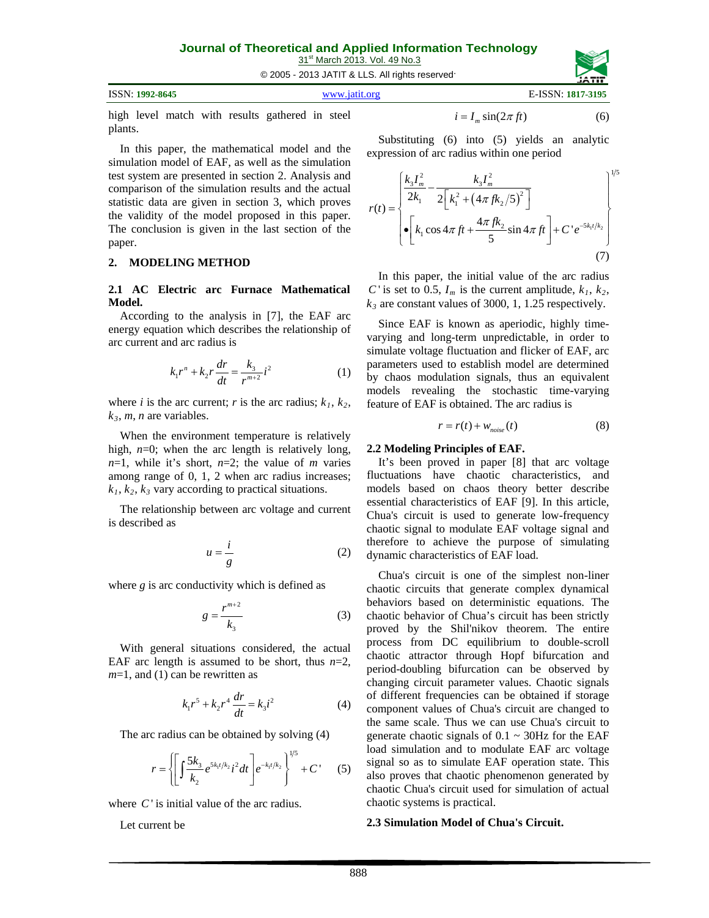high level match with results gathered in steel plants.

In this paper, the mathematical model and the simulation model of EAF, as well as the simulation test system are presented in section 2. Analysis and comparison of the simulation results and the actual statistic data are given in section 3, which proves the validity of the model proposed in this paper. The conclusion is given in the last section of the paper.

## 2. MODELING METHOD

### 2.1 AC Electric arc Furnace Mathematical Model.

According to the analysis in [7], the EAF arc energy equation which describes the relationship of arc current and arc radius is

$$k_1 r^n + k_2 r \frac{dr}{dt} = \frac{k_3}{r^{m+2}} i^2 \quad (1)$$

where $i$ is the arc current; $r$ is the arc radius; $k_1$, $k_2$, $k_3$, $m$, $n$ are variables.

When the environment temperature is relatively high, $n$=0; when the arc length is relatively long, $n$=1, while it's short, $n$=2; the value of $m$ varies among range of 0, 1, 2 when arc radius increases; $k_1$, $k_2$, $k_3$ vary according to practical situations.

The relationship between arc voltage and current is described as

$$u = \frac{i}{g} \quad (2)$$

where $g$ is arc conductivity which is defined as

$$g = \frac{r^{m+2}}{k_3} \quad (3)$$

With general situations considered, the actual EAF arc length is assumed to be short, thus $n$=2, $m$=1, and (1) can be rewritten as

$$k_1 r^5 + k_2 r^4 \frac{dr}{dt} = k_3 i^2 \quad (4)$$

The arc radius can be obtained by solving (4)

$$r = \left\{ \left[ \int \frac{5k_3}{k_2} e^{5k_1 t/k_2} i^2 dt \right] e^{-k_1 t/k_2} \right\}^{1/5} + C' \quad (5)$$

where $C'$ is initial value of the arc radius.

Let current be

$$i = I_m \sin(2\pi ft) \quad (6)$$

Substituting (6) into (5) yields an analytic expression of arc radius within one period

$$r(t) = \left\{ \begin{array}{l} \dfrac{k_3 I_m^2}{2k_1} - \dfrac{k_3 I_m^2}{2\left[k_1^2 + \left(4\pi fk_2/5\right)^2\right]} \\ \bullet \left[ k_1 \cos 4\pi ft + \dfrac{4\pi fk_2}{5} \sin 4\pi ft \right] + C' e^{-5k_1 t/k_2} \end{array} \right\}^{1/5} \quad (7)$$

In this paper, the initial value of the arc radius $C'$ is set to 0.5, $I_m$ is the current amplitude, $k_1$, $k_2$, $k_3$ are constant values of 3000, 1, 1.25 respectively.

Since EAF is known as aperiodic, highly time-varying and long-term unpredictable, in order to simulate voltage fluctuation and flicker of EAF, arc parameters used to establish model are determined by chaos modulation signals, thus an equivalent models revealing the stochastic time-varying feature of EAF is obtained. The arc radius is

$$r = r(t) + w_{noise}(t) \quad (8)$$

### 2.2 Modeling Principles of EAF.

It's been proved in paper [8] that arc voltage fluctuations have chaotic characteristics, and models based on chaos theory better describe essential characteristics of EAF [9]. In this article, Chua's circuit is used to generate low-frequency chaotic signal to modulate EAF voltage signal and therefore to achieve the purpose of simulating dynamic characteristics of EAF load.

Chua's circuit is one of the simplest non-liner chaotic circuits that generate complex dynamical behaviors based on deterministic equations. The chaotic behavior of Chua's circuit has been strictly proved by the Shil'nikov theorem. The entire process from DC equilibrium to double-scroll chaotic attractor through Hopf bifurcation and period-doubling bifurcation can be observed by changing circuit parameter values. Chaotic signals of different frequencies can be obtained if storage component values of Chua's circuit are changed to the same scale. Thus we can use Chua's circuit to generate chaotic signals of 0.1 ~ 30Hz for the EAF load simulation and to modulate EAF arc voltage signal so as to simulate EAF operation state. This also proves that chaotic phenomenon generated by chaotic Chua's circuit used for simulation of actual chaotic systems is practical.

### 2.3 Simulation Model of Chua's Circuit.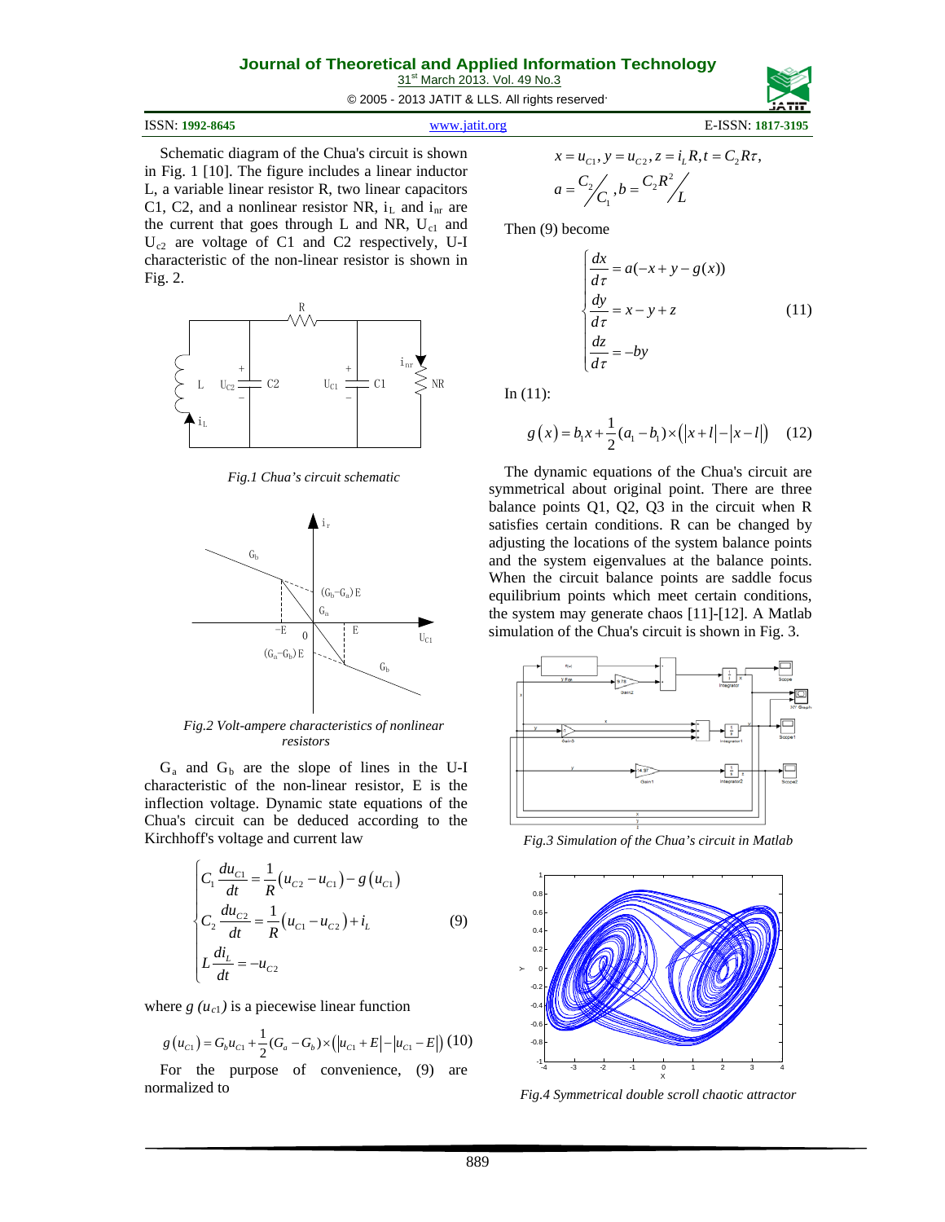Schematic diagram of the Chua's circuit is shown in Fig. 1 [10]. The figure includes a linear inductor L, a variable linear resistor R, two linear capacitors C1, C2, and a nonlinear resistor NR, $i_L$ and $i_{nr}$ are the current that goes through L and NR, $U_{c1}$ and $U_{c2}$ are voltage of C1 and C2 respectively, U-I characteristic of the non-linear resistor is shown in Fig. 2.

*Fig.1 Chua's circuit schematic*

*Fig.2 Volt-ampere characteristics of nonlinear resistors*

$G_a$ and $G_b$ are the slope of lines in the U-I characteristic of the non-linear resistor, E is the inflection voltage. Dynamic state equations of the Chua's circuit can be deduced according to the Kirchhoff's voltage and current law

$$\begin{cases} C_1 \dfrac{du_{C1}}{dt} = \dfrac{1}{R}\left(u_{C2} - u_{C1}\right) - g\left(u_{C1}\right) \\ C_2 \dfrac{du_{C2}}{dt} = \dfrac{1}{R}\left(u_{C1} - u_{C2}\right) + i_L \\ L \dfrac{di_L}{dt} = -u_{C2} \end{cases} \tag{9}$$

where $g\ (u_{c1})$ is a piecewise linear function

$$g\left(u_{C1}\right) = G_b u_{C1} + \frac{1}{2}\left(G_a - G_b\right) \times \left(\left|u_{C1} + E\right| - \left|u_{C1} - E\right|\right) \tag{10}$$

For the purpose of convenience, (9) are normalized to

$$x = u_{C1}, y = u_{C2}, z = i_L R, t = C_2 R \tau,$$

$$a = C_2 / C_1, b = C_2 R^2 / L$$

Then (9) become

$$\begin{cases} \dfrac{dx}{d\tau} = a(-x + y - g(x)) \\ \dfrac{dy}{d\tau} = x - y + z \\ \dfrac{dz}{d\tau} = -by \end{cases} \tag{11}$$

In (11):

$$g\left(x\right) = b_1 x + \frac{1}{2}\left(a_1 - b_1\right) \times \left(\left|x + l\right| - \left|x - l\right|\right) \tag{12}$$

The dynamic equations of the Chua's circuit are symmetrical about original point. There are three balance points Q1, Q2, Q3 in the circuit when R satisfies certain conditions. R can be changed by adjusting the locations of the system balance points and the system eigenvalues at the balance points. When the circuit balance points are saddle focus equilibrium points which meet certain conditions, the system may generate chaos [11]-[12]. A Matlab simulation of the Chua's circuit is shown in Fig. 3.

*Fig.3 Simulation of the Chua's circuit in Matlab*

*Fig.4 Symmetrical double scroll chaotic attractor*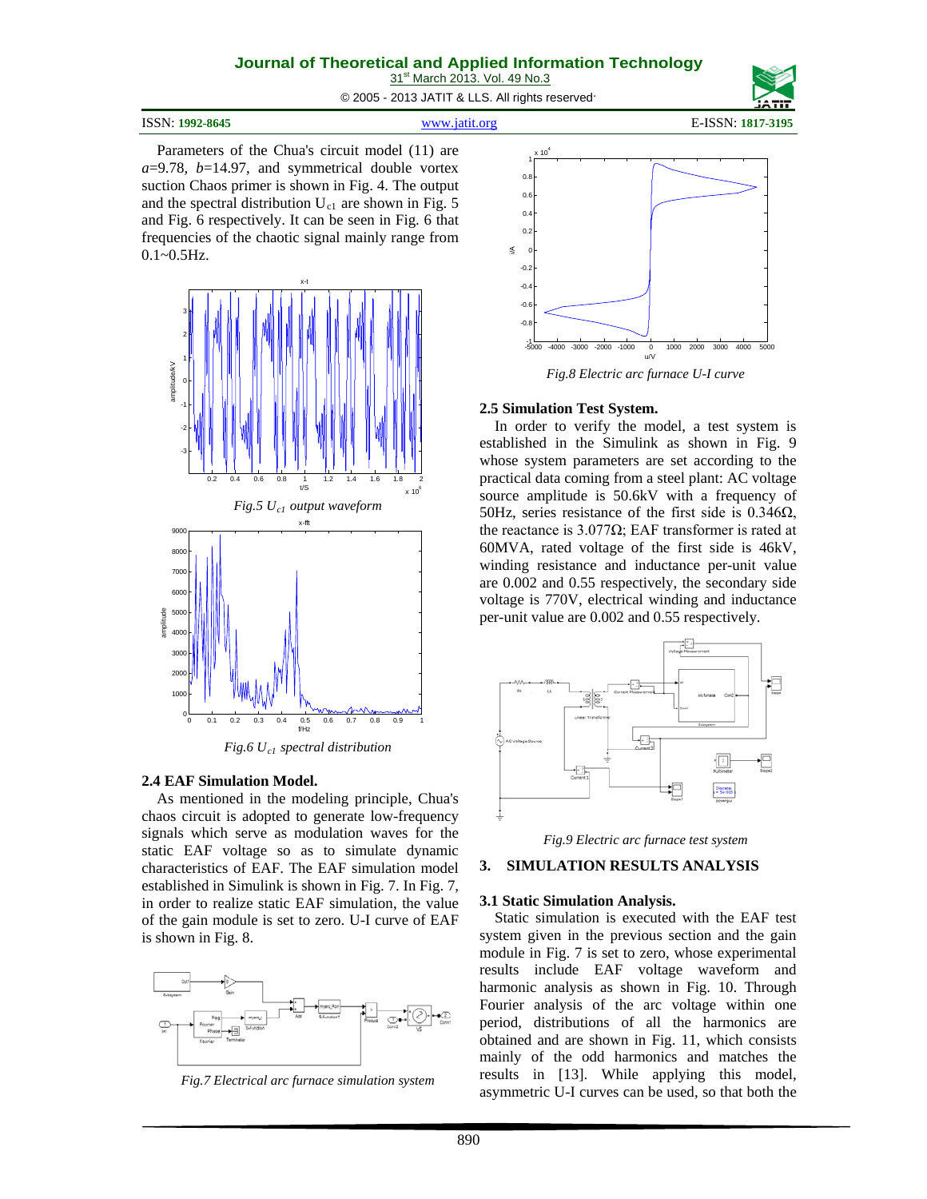Parameters of the Chua's circuit model (11) are $a$=9.78, $b$=14.97, and symmetrical double vortex suction Chaos primer is shown in Fig. 4. The output and the spectral distribution $U_{c1}$ are shown in Fig. 5 and Fig. 6 respectively. It can be seen in Fig. 6 that frequencies of the chaotic signal mainly range from 0.1~0.5Hz.

*Fig.5 $U_{c1}$ output waveform*

*Fig.6 $U_{c1}$ spectral distribution*

### 2.4 EAF Simulation Model.

As mentioned in the modeling principle, Chua's chaos circuit is adopted to generate low-frequency signals which serve as modulation waves for the static EAF voltage so as to simulate dynamic characteristics of EAF. The EAF simulation model established in Simulink is shown in Fig. 7. In Fig. 7, in order to realize static EAF simulation, the value of the gain module is set to zero. U-I curve of EAF is shown in Fig. 8.

*Fig.7 Electrical arc furnace simulation system*

*Fig.8 Electric arc furnace U-I curve*

### 2.5 Simulation Test System.

In order to verify the model, a test system is established in the Simulink as shown in Fig. 9 whose system parameters are set according to the practical data coming from a steel plant: AC voltage source amplitude is 50.6kV with a frequency of 50Hz, series resistance of the first side is 0.346Ω, the reactance is 3.077Ω; EAF transformer is rated at 60MVA, rated voltage of the first side is 46kV, winding resistance and inductance per-unit value are 0.002 and 0.55 respectively, the secondary side voltage is 770V, electrical winding and inductance per-unit value are 0.002 and 0.55 respectively.

*Fig.9 Electric arc furnace test system*

## 3. SIMULATION RESULTS ANALYSIS

### 3.1 Static Simulation Analysis.

Static simulation is executed with the EAF test system given in the previous section and the gain module in Fig. 7 is set to zero, whose experimental results include EAF voltage waveform and harmonic analysis as shown in Fig. 10. Through Fourier analysis of the arc voltage within one period, distributions of all the harmonics are obtained and are shown in Fig. 11, which consists mainly of the odd harmonics and matches the results in [13]. While applying this model, asymmetric U-I curves can be used, so that both the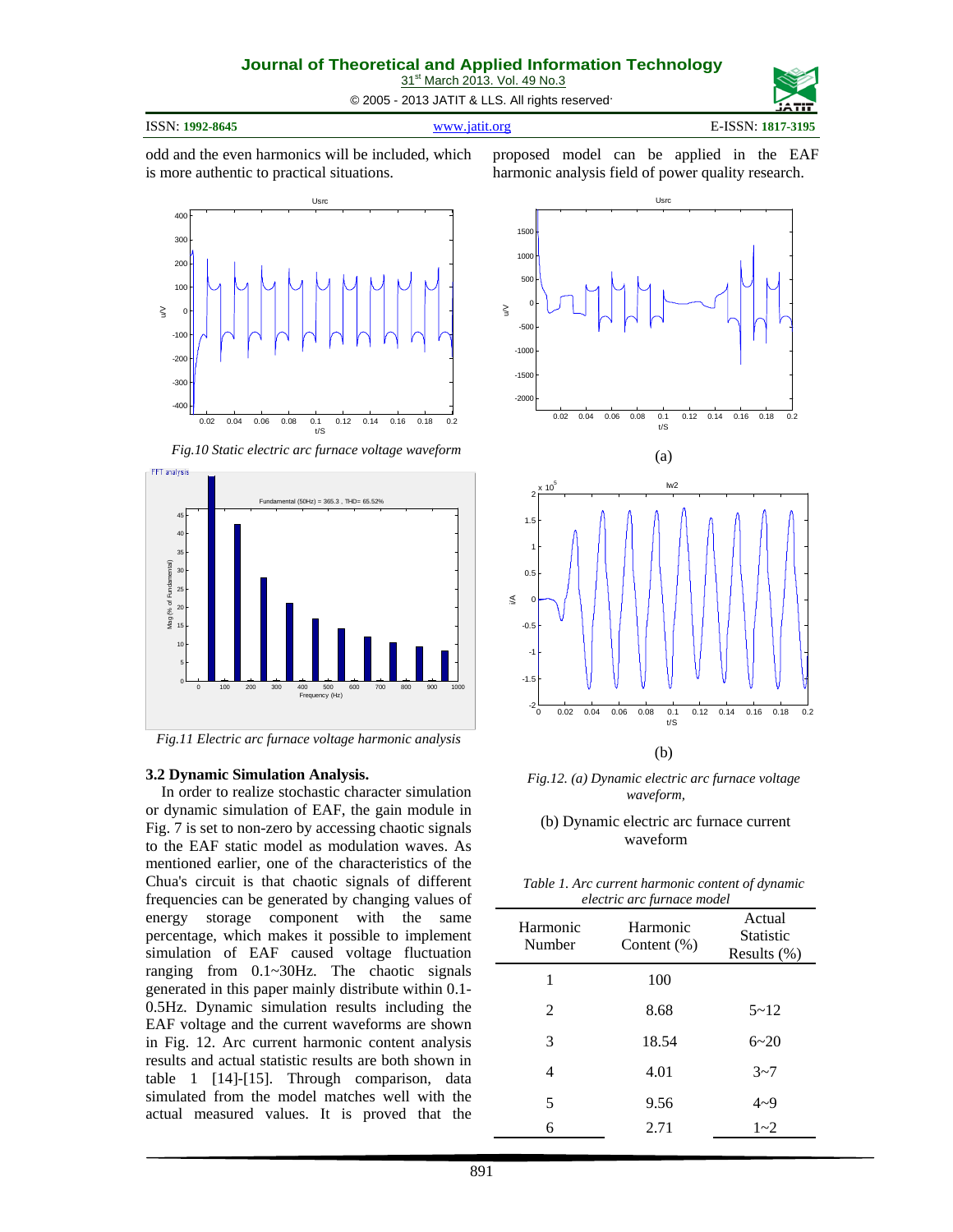odd and the even harmonics will be included, which is more authentic to practical situations.

*Fig.10 Static electric arc furnace voltage waveform*

*Fig.11 Electric arc furnace voltage harmonic analysis*

### 3.2 Dynamic Simulation Analysis.

In order to realize stochastic character simulation or dynamic simulation of EAF, the gain module in Fig. 7 is set to non-zero by accessing chaotic signals to the EAF static model as modulation waves. As mentioned earlier, one of the characteristics of the Chua's circuit is that chaotic signals of different frequencies can be generated by changing values of energy storage component with the same percentage, which makes it possible to implement simulation of EAF caused voltage fluctuation ranging from 0.1~30Hz. The chaotic signals generated in this paper mainly distribute within 0.1-0.5Hz. Dynamic simulation results including the EAF voltage and the current waveforms are shown in Fig. 12. Arc current harmonic content analysis results and actual statistic results are both shown in table 1 [14]-[15]. Through comparison, data simulated from the model matches well with the actual measured values. It is proved that the proposed model can be applied in the EAF harmonic analysis field of power quality research.

(a)

(b)

*Fig.12. (a) Dynamic electric arc furnace voltage waveform,*

(b) Dynamic electric arc furnace current waveform

*Table 1. Arc current harmonic content of dynamic electric arc furnace model*

| Harmonic Number | Harmonic Content (%) | Actual Statistic Results (%) |
|---|---|---|
| 1 | 100 | |
| 2 | 8.68 | 5~12 |
| 3 | 18.54 | 6~20 |
| 4 | 4.01 | 3~7 |
| 5 | 9.56 | 4~9 |
| 6 | 2.71 | 1~2 |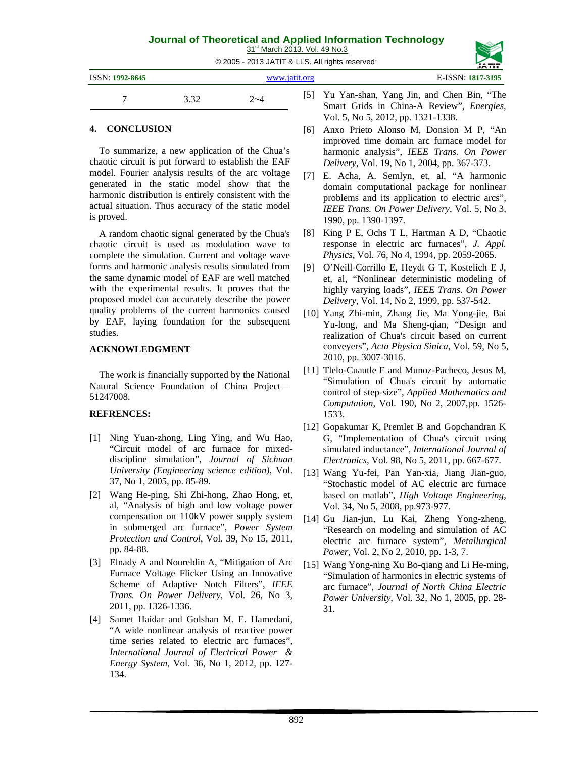| | | |
|---|---|---|
| 7 | 3.32 | 2~4 |

## 4. CONCLUSION

To summarize, a new application of the Chua's chaotic circuit is put forward to establish the EAF model. Fourier analysis results of the arc voltage generated in the static model show that the harmonic distribution is entirely consistent with the actual situation. Thus accuracy of the static model is proved.

A random chaotic signal generated by the Chua's chaotic circuit is used as modulation wave to complete the simulation. Current and voltage wave forms and harmonic analysis results simulated from the same dynamic model of EAF are well matched with the experimental results. It proves that the proposed model can accurately describe the power quality problems of the current harmonics caused by EAF, laying foundation for the subsequent studies.

## ACKNOWLEDGMENT

The work is financially supported by the National Natural Science Foundation of China Project—51247008.

## REFRENCES:

[1] Ning Yuan-zhong, Ling Ying, and Wu Hao, "Circuit model of arc furnace for mixed-discipline simulation", *Journal of Sichuan University (Engineering science edition)*, Vol. 37, No 1, 2005, pp. 85-89.

[2] Wang He-ping, Shi Zhi-hong, Zhao Hong, et, al, "Analysis of high and low voltage power compensation on 110kV power supply system in submerged arc furnace", *Power System Protection and Control*, Vol. 39, No 15, 2011, pp. 84-88.

[3] Elnady A and Noureldin A, "Mitigation of Arc Furnace Voltage Flicker Using an Innovative Scheme of Adaptive Notch Filters", *IEEE Trans. On Power Delivery*, Vol. 26, No 3, 2011, pp. 1326-1336.

[4] Samet Haidar and Golshan M. E. Hamedani, "A wide nonlinear analysis of reactive power time series related to electric arc furnaces", *International Journal of Electrical Power & Energy System*, Vol. 36, No 1, 2012, pp. 127-134.

[5] Yu Yan-shan, Yang Jin, and Chen Bin, "The Smart Grids in China-A Review", *Energies*, Vol. 5, No 5, 2012, pp. 1321-1338.

[6] Anxo Prieto Alonso M, Donsion M P, "An improved time domain arc furnace model for harmonic analysis", *IEEE Trans. On Power Delivery*, Vol. 19, No 1, 2004, pp. 367-373.

[7] E. Acha, A. Semlyn, et, al, "A harmonic domain computational package for nonlinear problems and its application to electric arcs", *IEEE Trans. On Power Delivery*, Vol. 5, No 3, 1990, pp. 1390-1397.

[8] King P E, Ochs T L, Hartman A D, "Chaotic response in electric arc furnaces", *J. Appl. Physics*, Vol. 76, No 4, 1994, pp. 2059-2065.

[9] O'Neill-Corrillo E, Heydt G T, Kostelich E J, et, al, "Nonlinear deterministic modeling of highly varying loads", *IEEE Trans. On Power Delivery*, Vol. 14, No 2, 1999, pp. 537-542.

[10] Yang Zhi-min, Zhang Jie, Ma Yong-jie, Bai Yu-long, and Ma Sheng-qian, "Design and realization of Chua's circuit based on current conveyers", *Acta Physica Sinica*, Vol. 59, No 5, 2010, pp. 3007-3016.

[11] Tlelo-Cuautle E and Munoz-Pacheco, Jesus M, "Simulation of Chua's circuit by automatic control of step-size", *Applied Mathematics and Computation*, Vol. 190, No 2, 2007,pp. 1526-1533.

[12] Gopakumar K, Premlet B and Gopchandran K G, "Implementation of Chua's circuit using simulated inductance", *International Journal of Electronics*, Vol. 98, No 5, 2011, pp. 667-677.

[13] Wang Yu-fei, Pan Yan-xia, Jiang Jian-guo, "Stochastic model of AC electric arc furnace based on matlab", *High Voltage Engineering*, Vol. 34, No 5, 2008, pp.973-977.

[14] Gu Jian-jun, Lu Kai, Zheng Yong-zheng, "Research on modeling and simulation of AC electric arc furnace system", *Metallurgical Power*, Vol. 2, No 2, 2010, pp. 1-3, 7.

[15] Wang Yong-ning Xu Bo-qiang and Li He-ming, "Simulation of harmonics in electric systems of arc furnace", *Journal of North China Electric Power University*, Vol. 32, No 1, 2005, pp. 28-31.